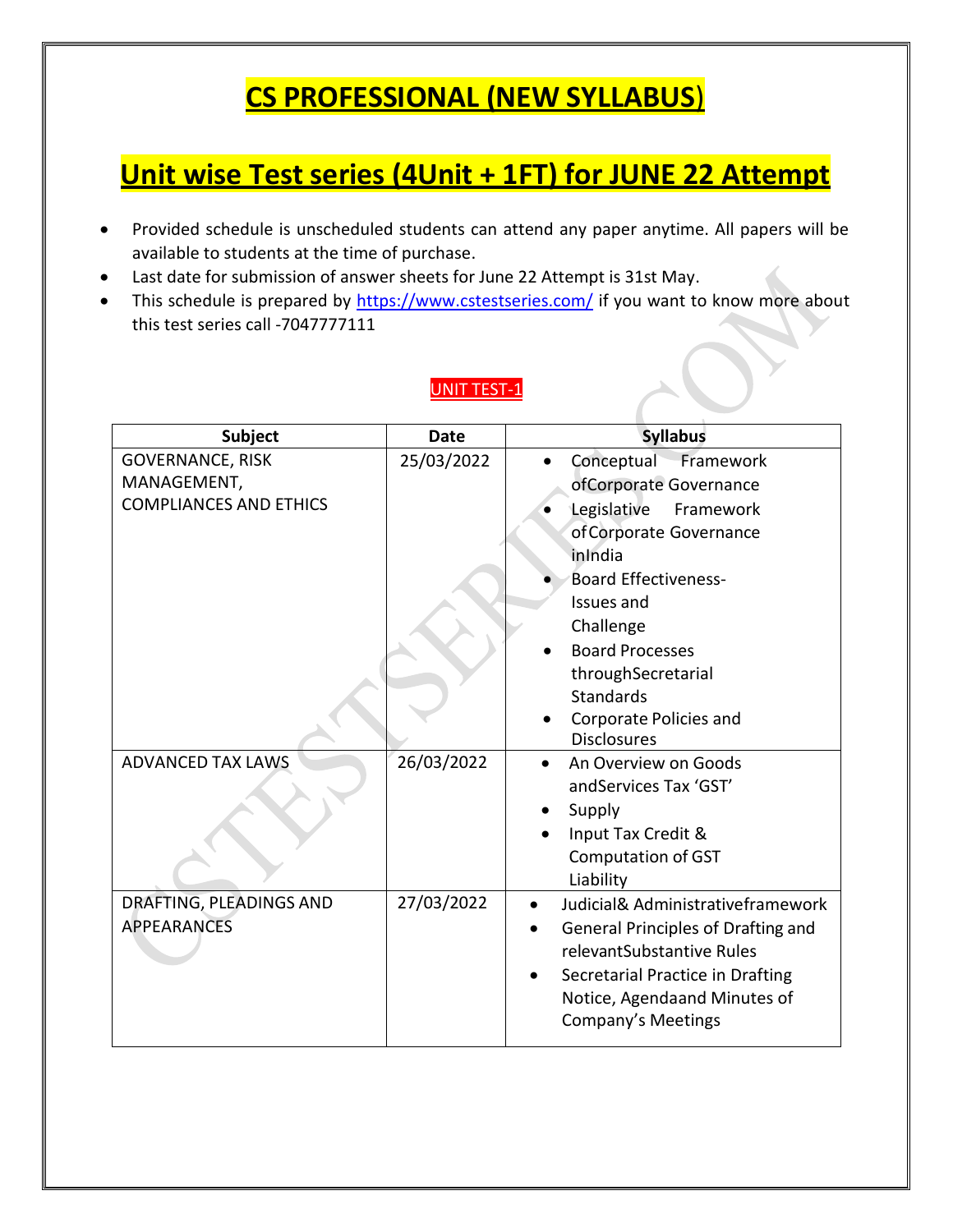# CS PROFESSIONAL (NEW SYLLABUS)

## Unit wise Test series (4Unit + 1FT) for JUNE 22 Attempt

- Provided schedule is unscheduled students can attend any paper anytime. All papers will be available to students at the time of purchase.
- Last date for submission of answer sheets for June 22 Attempt is 31st May.
- This schedule is prepared by https://www.cstestseries.com/ if you want to know more about this test series call -7047777111

### UNIT TEST-1

| Subject | Date | Syllabus |
|---|---|---|
| GOVERNANCE, RISK MANAGEMENT, COMPLIANCES AND ETHICS | 25/03/2022 | • Conceptual Framework of Corporate Governance<br>• Legislative Framework of Corporate Governance in India<br>• Board Effectiveness- Issues and Challenge<br>• Board Processes through Secretarial Standards<br>• Corporate Policies and Disclosures |
| ADVANCED TAX LAWS | 26/03/2022 | • An Overview on Goods and Services Tax 'GST'<br>• Supply<br>• Input Tax Credit & Computation of GST Liability |
| DRAFTING, PLEADINGS AND APPEARANCES | 27/03/2022 | • Judicial& Administrative framework<br>• General Principles of Drafting and relevant Substantive Rules<br>• Secretarial Practice in Drafting Notice, Agenda and Minutes of Company's Meetings |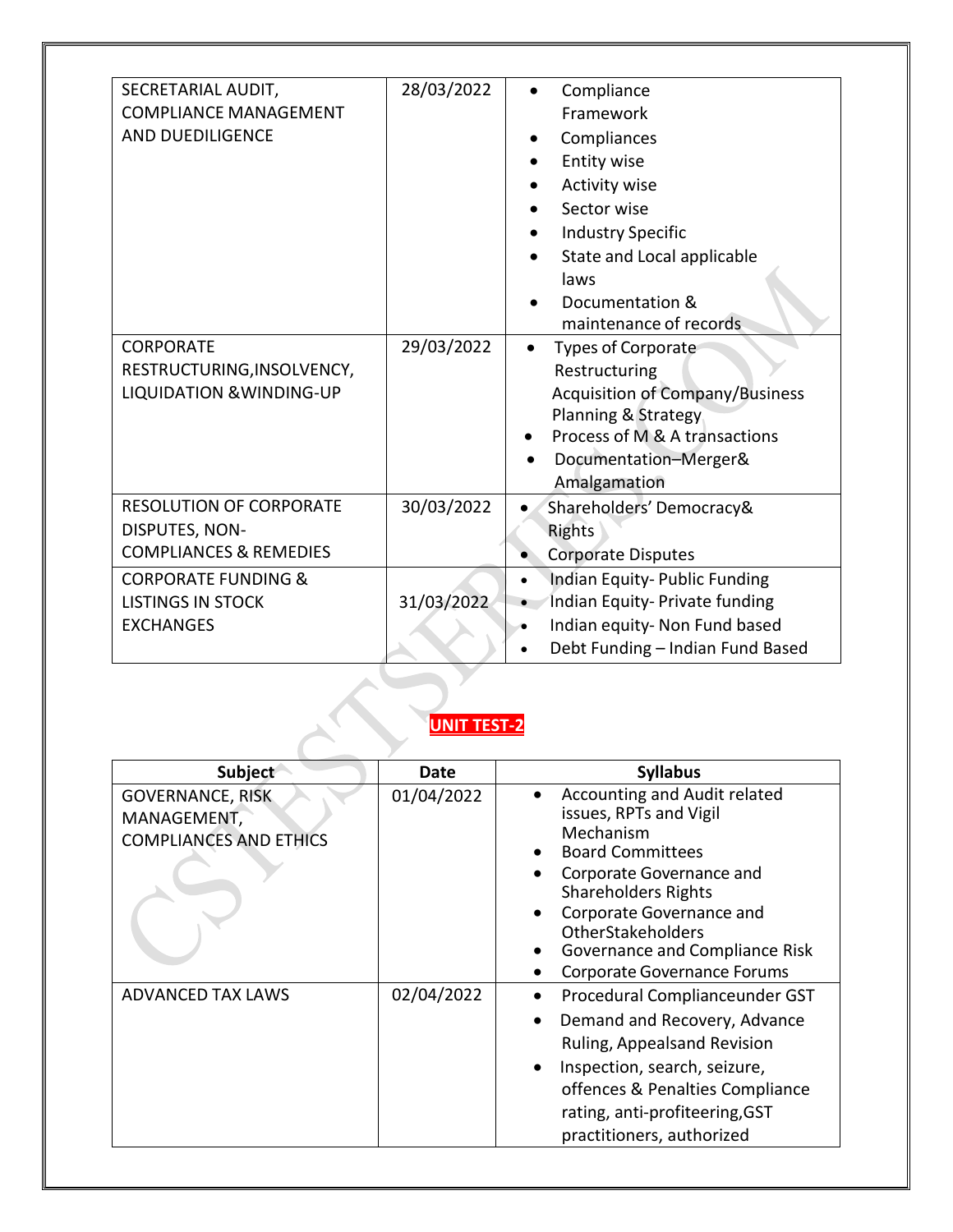| SECRETARIAL AUDIT, COMPLIANCE MANAGEMENT AND DUEDILIGENCE | 28/03/2022 | • Compliance Framework<br>• Compliances<br>• Entity wise<br>• Activity wise<br>• Sector wise<br>• Industry Specific<br>• State and Local applicable laws<br>• Documentation & maintenance of records |
|---|---|---|
| CORPORATE RESTRUCTURING,INSOLVENCY, LIQUIDATION &WINDING-UP | 29/03/2022 | • Types of Corporate Restructuring<br>Acquisition of Company/Business Planning & Strategy<br>• Process of M & A transactions<br>• Documentation–Merger& Amalgamation |
| RESOLUTION OF CORPORATE DISPUTES, NON-COMPLIANCES & REMEDIES | 30/03/2022 | • Shareholders' Democracy& Rights<br>• Corporate Disputes |
| CORPORATE FUNDING & LISTINGS IN STOCK EXCHANGES | 31/03/2022 | • Indian Equity- Public Funding<br>• Indian Equity- Private funding<br>• Indian equity- Non Fund based<br>• Debt Funding – Indian Fund Based |

**UNIT TEST-2**

| Subject | Date | Syllabus |
|---|---|---|
| GOVERNANCE, RISK MANAGEMENT, COMPLIANCES AND ETHICS | 01/04/2022 | • Accounting and Audit related issues, RPTs and Vigil Mechanism<br>• Board Committees<br>• Corporate Governance and Shareholders Rights<br>• Corporate Governance and OtherStakeholders<br>• Governance and Compliance Risk<br>• Corporate Governance Forums |
| ADVANCED TAX LAWS | 02/04/2022 | • Procedural Complianceunder GST<br>• Demand and Recovery, Advance Ruling, Appealsand Revision<br>• Inspection, search, seizure, offences & Penalties Compliance rating, anti-profiteering,GST practitioners, authorized |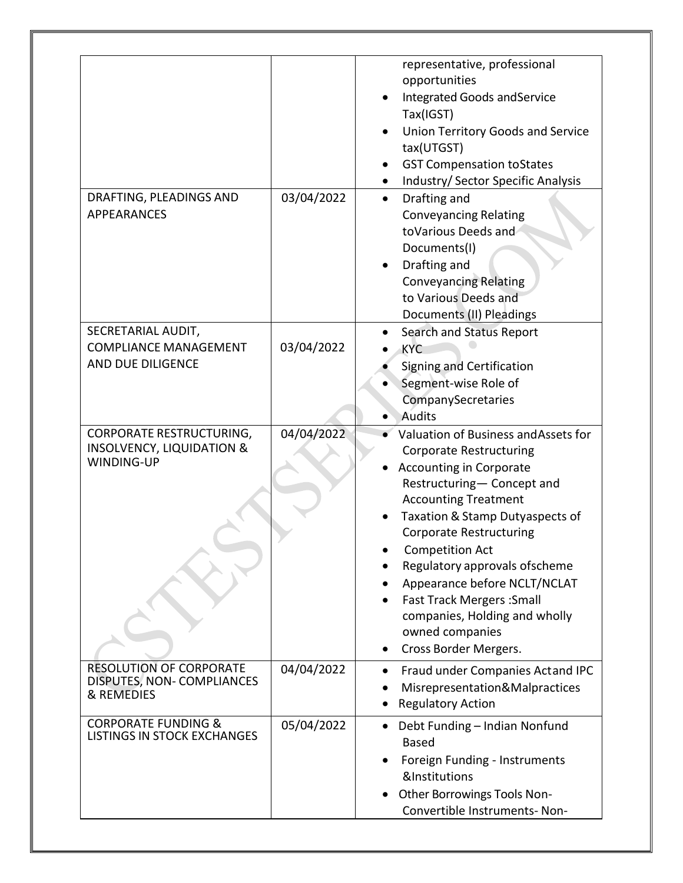| | | |
|---|---|---|
| | | representative, professional opportunities<br>• Integrated Goods andService Tax(IGST)<br>• Union Territory Goods and Service tax(UTGST)<br>• GST Compensation toStates<br>• Industry/ Sector Specific Analysis |
| DRAFTING, PLEADINGS AND APPEARANCES | 03/04/2022 | • Drafting and Conveyancing Relating toVarious Deeds and Documents(I)<br>• Drafting and Conveyancing Relating to Various Deeds and Documents (II) Pleadings |
| SECRETARIAL AUDIT, COMPLIANCE MANAGEMENT AND DUE DILIGENCE | 03/04/2022 | • Search and Status Report<br>• KYC<br>• Signing and Certification<br>• Segment-wise Role of CompanySecretaries<br>• Audits |
| CORPORATE RESTRUCTURING, INSOLVENCY, LIQUIDATION & WINDING-UP | 04/04/2022 | • Valuation of Business andAssets for Corporate Restructuring<br>• Accounting in Corporate Restructuring— Concept and Accounting Treatment<br>• Taxation & Stamp Dutyaspects of Corporate Restructuring<br>• Competition Act<br>• Regulatory approvals ofscheme<br>• Appearance before NCLT/NCLAT<br>• Fast Track Mergers :Small companies, Holding and wholly owned companies<br>• Cross Border Mergers. |
| RESOLUTION OF CORPORATE DISPUTES, NON- COMPLIANCES & REMEDIES | 04/04/2022 | • Fraud under Companies Actand IPC<br>• Misrepresentation&Malpractices<br>• Regulatory Action |
| CORPORATE FUNDING & LISTINGS IN STOCK EXCHANGES | 05/04/2022 | • Debt Funding – Indian Nonfund Based<br>• Foreign Funding - Instruments &Institutions<br>• Other Borrowings Tools Non-Convertible Instruments- Non- |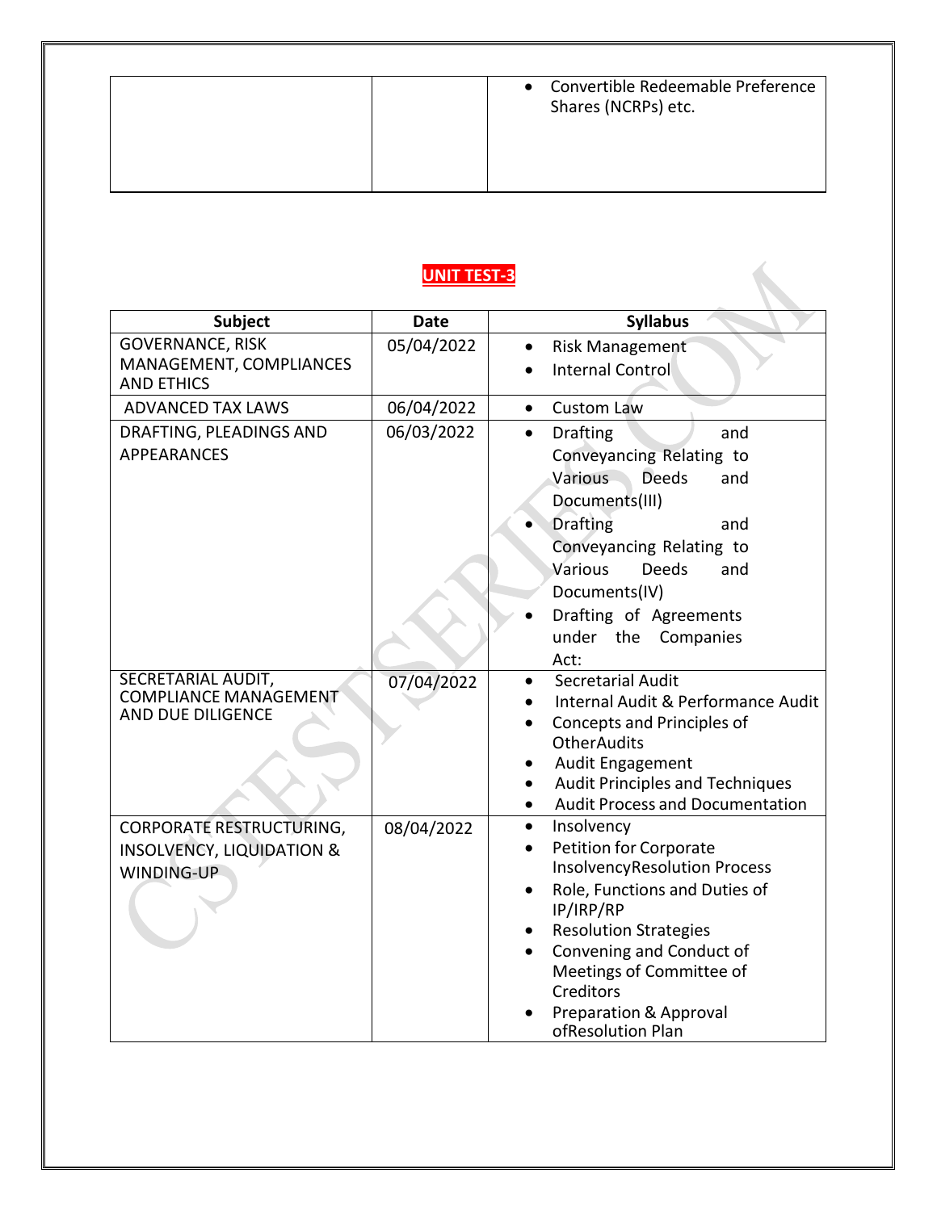| | | |
|---|---|---|
| | | • Convertible Redeemable Preference Shares (NCRPs) etc. |

## UNIT TEST-3

| Subject | Date | Syllabus |
|---|---|---|
| GOVERNANCE, RISK MANAGEMENT, COMPLIANCES AND ETHICS | 05/04/2022 | • Risk Management<br>• Internal Control |
| ADVANCED TAX LAWS | 06/04/2022 | • Custom Law |
| DRAFTING, PLEADINGS AND APPEARANCES | 06/03/2022 | • Drafting and Conveyancing Relating to Various Deeds and Documents(III)<br>• Drafting and Conveyancing Relating to Various Deeds and Documents(IV)<br>• Drafting of Agreements under the Companies Act: |
| SECRETARIAL AUDIT, COMPLIANCE MANAGEMENT AND DUE DILIGENCE | 07/04/2022 | • Secretarial Audit<br>• Internal Audit & Performance Audit<br>• Concepts and Principles of OtherAudits<br>• Audit Engagement<br>• Audit Principles and Techniques<br>• Audit Process and Documentation |
| CORPORATE RESTRUCTURING, INSOLVENCY, LIQUIDATION & WINDING-UP | 08/04/2022 | • Insolvency<br>• Petition for Corporate InsolvencyResolution Process<br>• Role, Functions and Duties of IP/IRP/RP<br>• Resolution Strategies<br>• Convening and Conduct of Meetings of Committee of Creditors<br>• Preparation & Approval ofResolution Plan |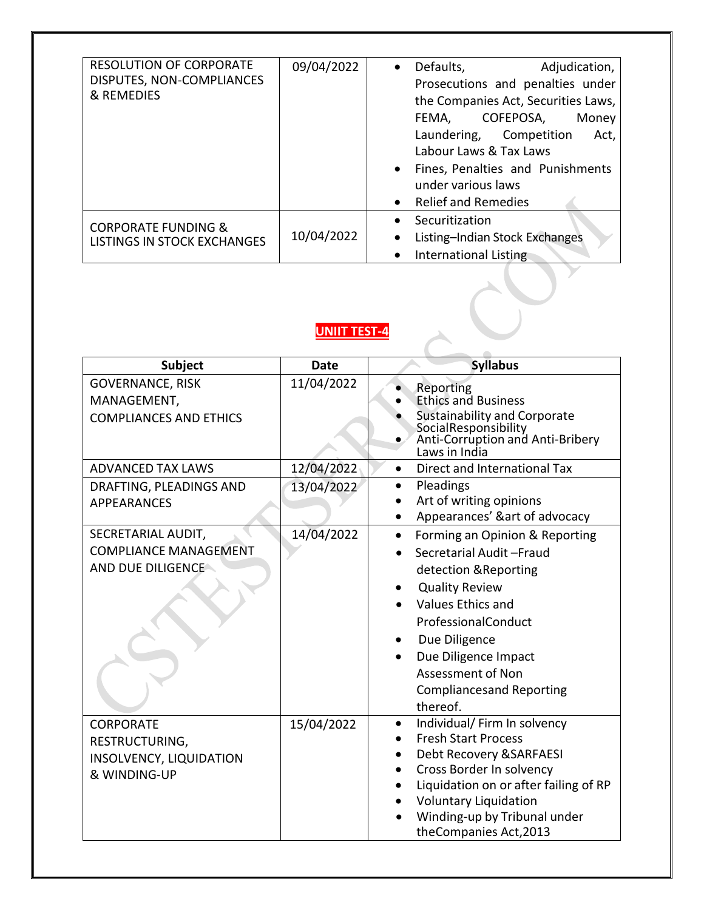| | | |
|---|---|---|
| RESOLUTION OF CORPORATE DISPUTES, NON-COMPLIANCES & REMEDIES | 09/04/2022 | • Defaults, Adjudication, Prosecutions and penalties under the Companies Act, Securities Laws, FEMA, COFEPOSA, Money Laundering, Competition Act, Labour Laws & Tax Laws<br>• Fines, Penalties and Punishments under various laws<br>• Relief and Remedies |
| CORPORATE FUNDING & LISTINGS IN STOCK EXCHANGES | 10/04/2022 | • Securitization<br>• Listing–Indian Stock Exchanges<br>• International Listing |

## UNIIT TEST-4

| Subject | Date | Syllabus |
|---|---|---|
| GOVERNANCE, RISK MANAGEMENT, COMPLIANCES AND ETHICS | 11/04/2022 | • Reporting<br>• Ethics and Business<br>• Sustainability and Corporate SocialResponsibility<br>• Anti-Corruption and Anti-Bribery Laws in India |
| ADVANCED TAX LAWS | 12/04/2022 | • Direct and International Tax |
| DRAFTING, PLEADINGS AND APPEARANCES | 13/04/2022 | • Pleadings<br>• Art of writing opinions<br>• Appearances' &art of advocacy |
| SECRETARIAL AUDIT, COMPLIANCE MANAGEMENT AND DUE DILIGENCE | 14/04/2022 | • Forming an Opinion & Reporting<br>• Secretarial Audit –Fraud detection &Reporting<br>• Quality Review<br>• Values Ethics and ProfessionalConduct<br>• Due Diligence<br>• Due Diligence Impact Assessment of Non Compliancesand Reporting thereof. |
| CORPORATE RESTRUCTURING, INSOLVENCY, LIQUIDATION & WINDING-UP | 15/04/2022 | • Individual/ Firm In solvency<br>• Fresh Start Process<br>• Debt Recovery &SARFAESI<br>• Cross Border In solvency<br>• Liquidation on or after failing of RP<br>• Voluntary Liquidation<br>• Winding-up by Tribunal under theCompanies Act,2013 |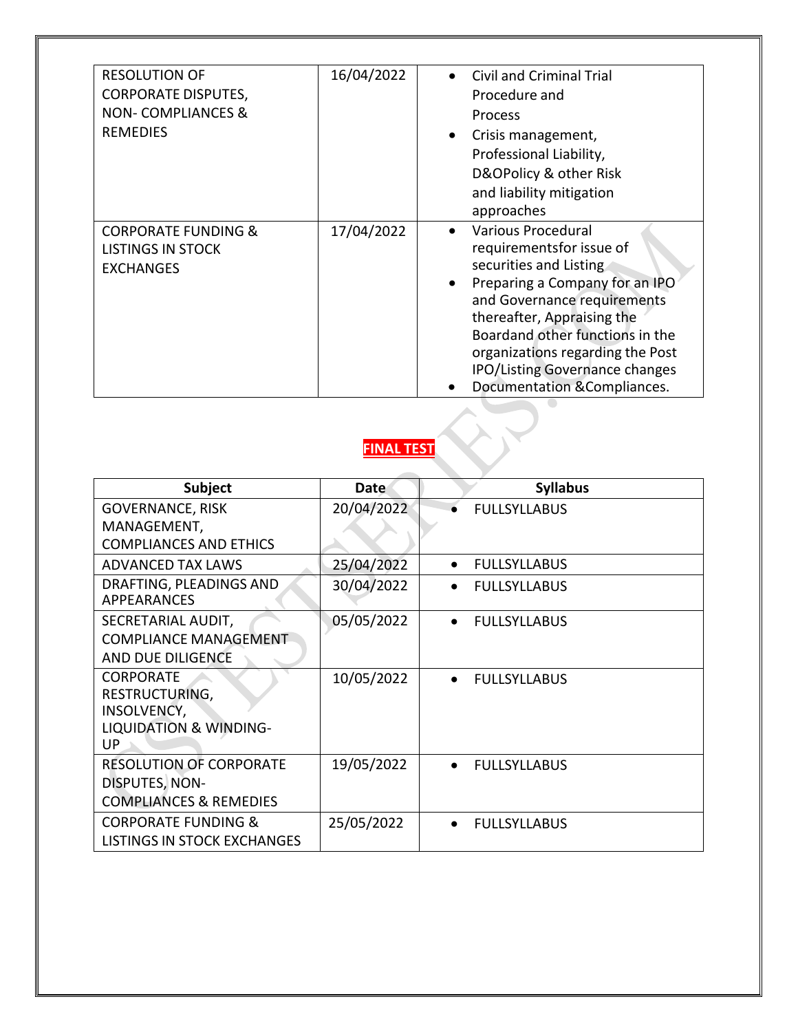| | | |
|---|---|---|
| RESOLUTION OF CORPORATE DISPUTES, NON- COMPLIANCES & REMEDIES | 16/04/2022 | • Civil and Criminal Trial Procedure and Process<br>• Crisis management, Professional Liability, D&OPolicy & other Risk and liability mitigation approaches |
| CORPORATE FUNDING & LISTINGS IN STOCK EXCHANGES | 17/04/2022 | • Various Procedural requirementsfor issue of securities and Listing<br>• Preparing a Company for an IPO and Governance requirements thereafter, Appraising the Boardand other functions in the organizations regarding the Post IPO/Listing Governance changes<br>• Documentation &Compliances. |

## FINAL TEST

| Subject | Date | Syllabus |
|---|---|---|
| GOVERNANCE, RISK MANAGEMENT, COMPLIANCES AND ETHICS | 20/04/2022 | • FULLSYLLABUS |
| ADVANCED TAX LAWS | 25/04/2022 | • FULLSYLLABUS |
| DRAFTING, PLEADINGS AND APPEARANCES | 30/04/2022 | • FULLSYLLABUS |
| SECRETARIAL AUDIT, COMPLIANCE MANAGEMENT AND DUE DILIGENCE | 05/05/2022 | • FULLSYLLABUS |
| CORPORATE RESTRUCTURING, INSOLVENCY, LIQUIDATION & WINDING-UP | 10/05/2022 | • FULLSYLLABUS |
| RESOLUTION OF CORPORATE DISPUTES, NON-COMPLIANCES & REMEDIES | 19/05/2022 | • FULLSYLLABUS |
| CORPORATE FUNDING & LISTINGS IN STOCK EXCHANGES | 25/05/2022 | • FULLSYLLABUS |